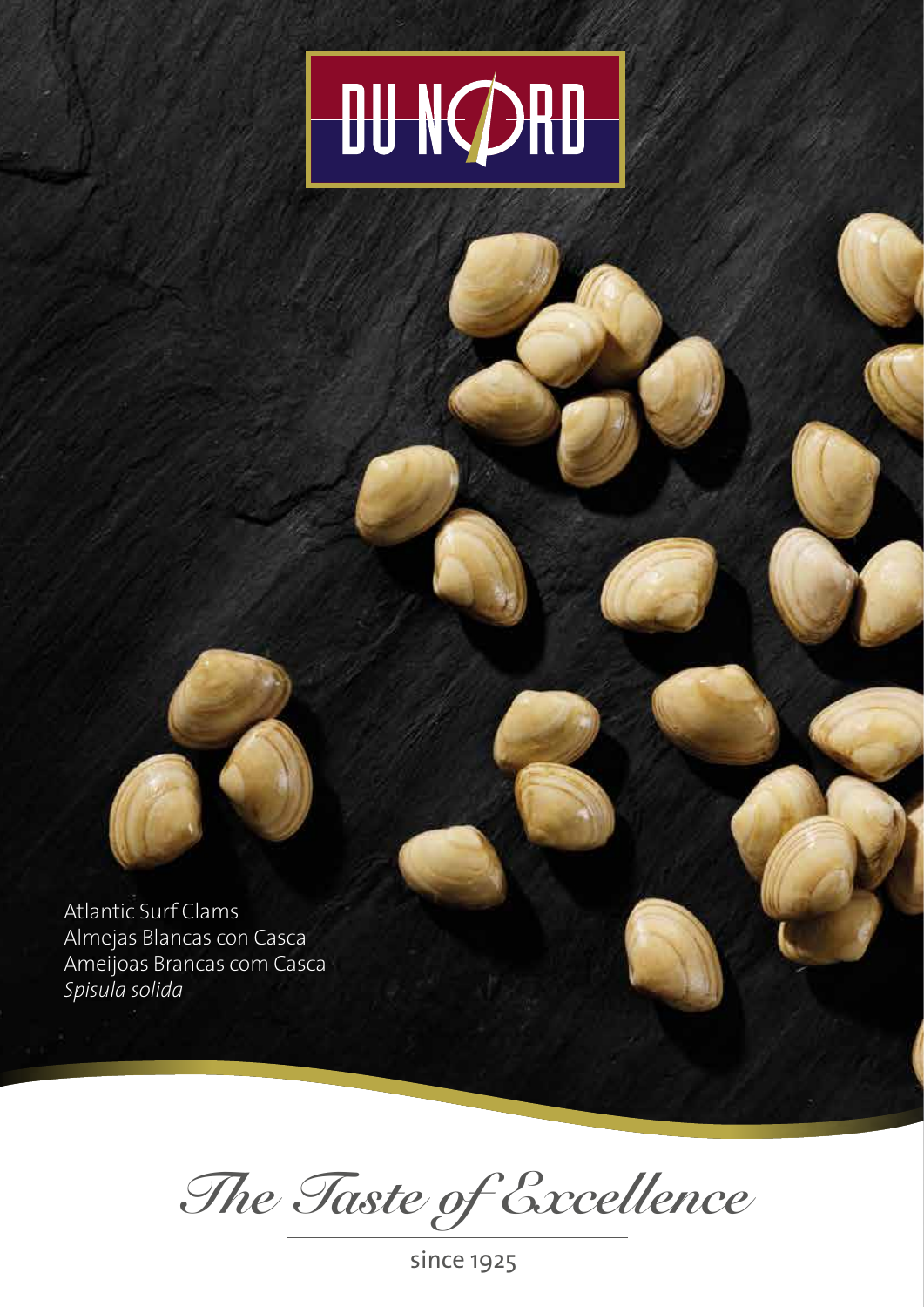# DU NORD

Atlantic Surf Clams
Almejas Blancas con Casca
Ameijoas Brancas com Casca
*Spisula solida*

*The Taste of Excellence*

since 1925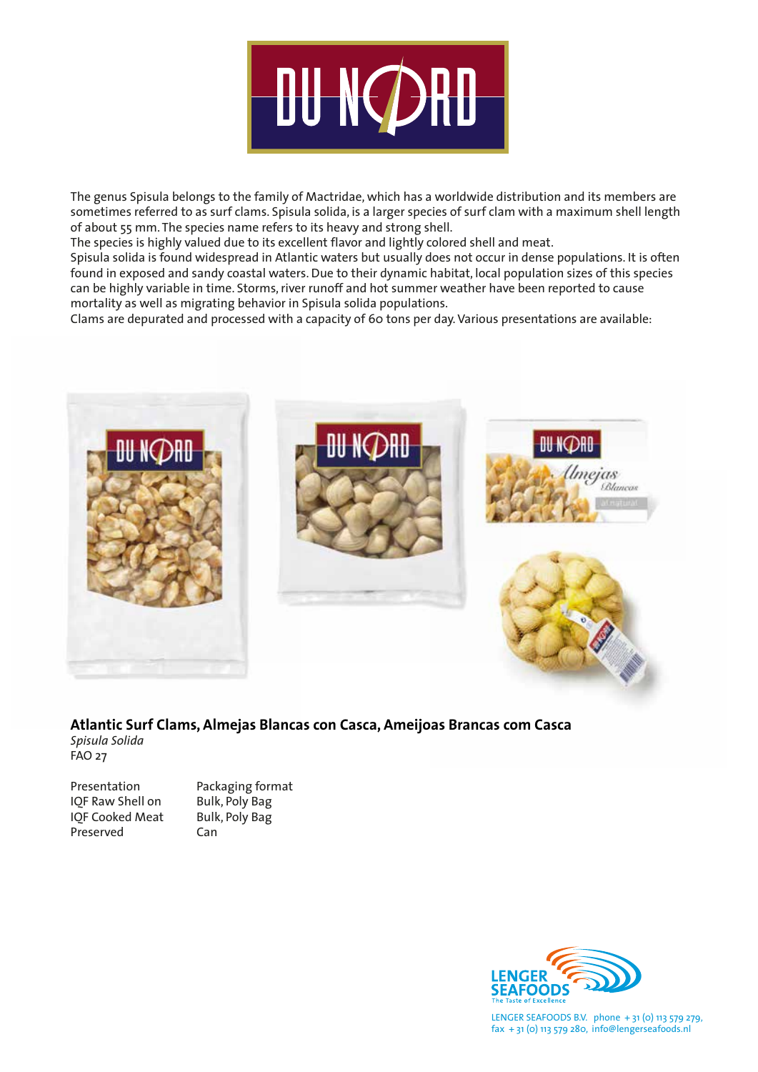The genus Spisula belongs to the family of Mactridae, which has a worldwide distribution and its members are sometimes referred to as surf clams. Spisula solida, is a larger species of surf clam with a maximum shell length of about 55 mm. The species name refers to its heavy and strong shell.
The species is highly valued due to its excellent flavor and lightly colored shell and meat.
Spisula solida is found widespread in Atlantic waters but usually does not occur in dense populations. It is often found in exposed and sandy coastal waters. Due to their dynamic habitat, local population sizes of this species can be highly variable in time. Storms, river runoff and hot summer weather have been reported to cause mortality as well as migrating behavior in Spisula solida populations.
Clams are depurated and processed with a capacity of 60 tons per day. Various presentations are available:

**Atlantic Surf Clams, Almejas Blancas con Casca, Ameijoas Brancas com Casca**
*Spisula Solida*
FAO 27

| Presentation | Packaging format |
| --- | --- |
| IQF Raw Shell on | Bulk, Poly Bag |
| IQF Cooked Meat | Bulk, Poly Bag |
| Preserved | Can |

LENGER SEAFOODS
The Taste of Excellence

LENGER SEAFOODS B.V. phone + 31 (0) 113 579 279, fax + 31 (0) 113 579 280, info@lengerseafoods.nl